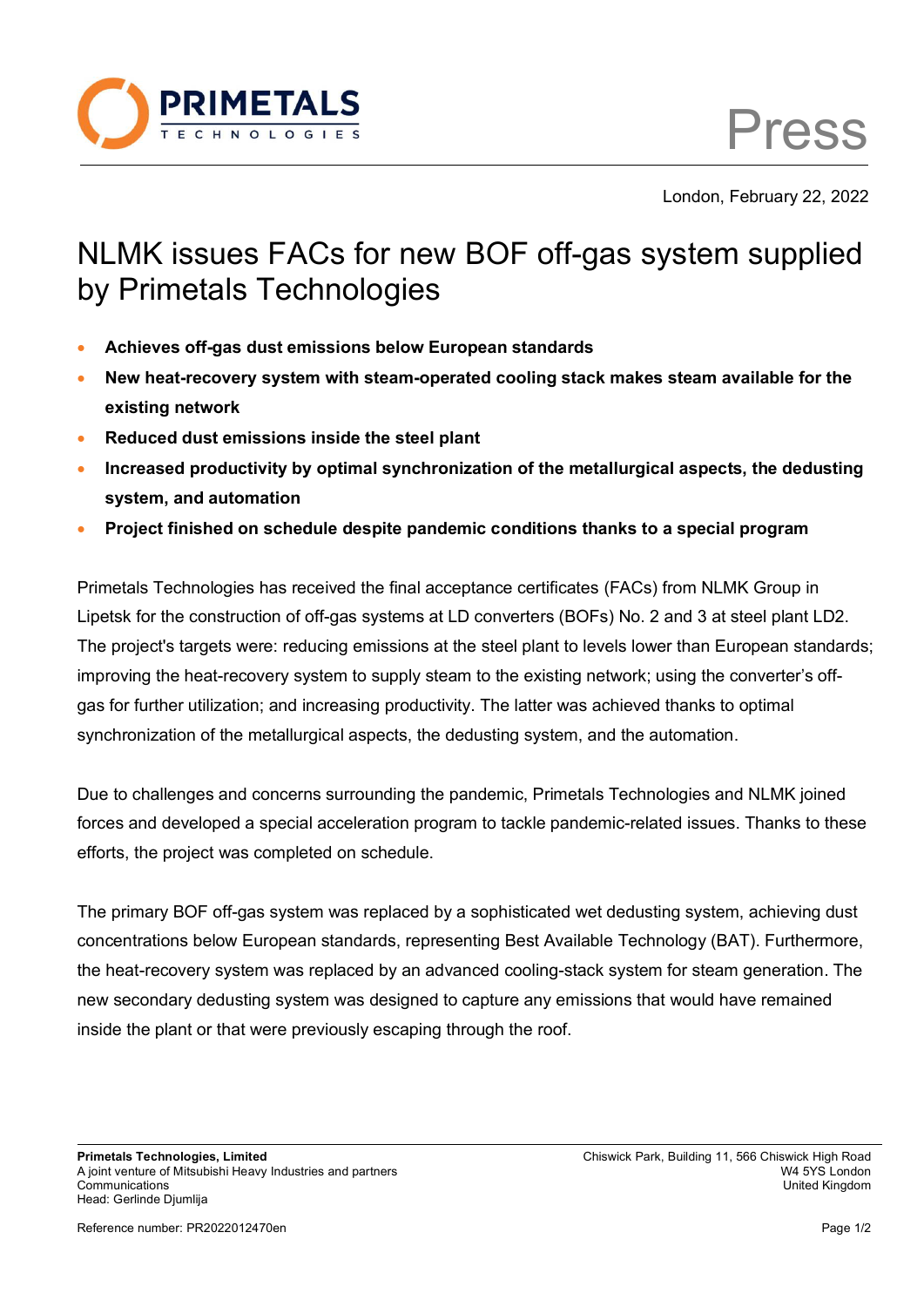Press

London, February 22, 2022

# NLMK issues FACs for new BOF off-gas system supplied by Primetals Technologies

- **Achieves off-gas dust emissions below European standards**
- **New heat-recovery system with steam-operated cooling stack makes steam available for the existing network**
- **Reduced dust emissions inside the steel plant**
- **Increased productivity by optimal synchronization of the metallurgical aspects, the dedusting system, and automation**
- **Project finished on schedule despite pandemic conditions thanks to a special program**

Primetals Technologies has received the final acceptance certificates (FACs) from NLMK Group in Lipetsk for the construction of off-gas systems at LD converters (BOFs) No. 2 and 3 at steel plant LD2. The project's targets were: reducing emissions at the steel plant to levels lower than European standards; improving the heat-recovery system to supply steam to the existing network; using the converter's off-gas for further utilization; and increasing productivity. The latter was achieved thanks to optimal synchronization of the metallurgical aspects, the dedusting system, and the automation.

Due to challenges and concerns surrounding the pandemic, Primetals Technologies and NLMK joined forces and developed a special acceleration program to tackle pandemic-related issues. Thanks to these efforts, the project was completed on schedule.

The primary BOF off-gas system was replaced by a sophisticated wet dedusting system, achieving dust concentrations below European standards, representing Best Available Technology (BAT). Furthermore, the heat-recovery system was replaced by an advanced cooling-stack system for steam generation. The new secondary dedusting system was designed to capture any emissions that would have remained inside the plant or that were previously escaping through the roof.

**Primetals Technologies, Limited**
A joint venture of Mitsubishi Heavy Industries and partners
Communications
Head: Gerlinde Djumlija

Chiswick Park, Building 11, 566 Chiswick High Road
W4 5YS London
United Kingdom

Reference number: PR2022012470en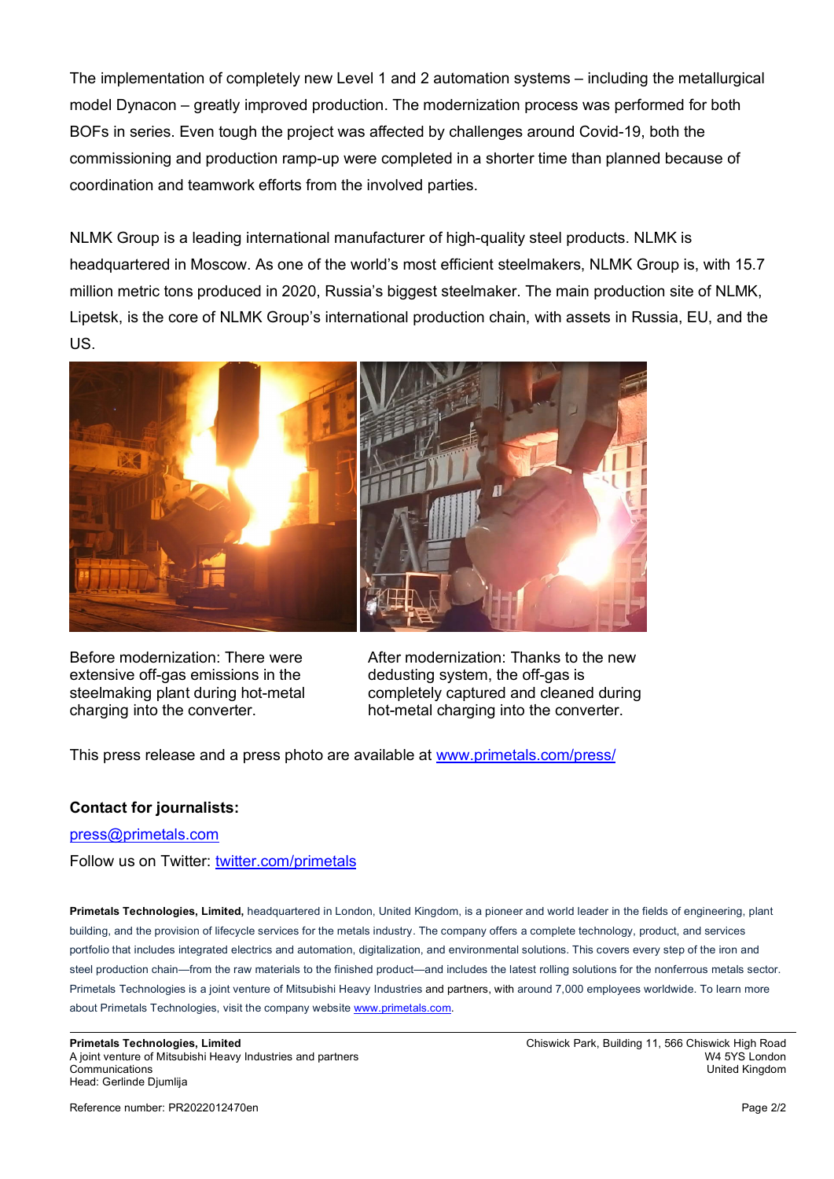The implementation of completely new Level 1 and 2 automation systems – including the metallurgical model Dynacon – greatly improved production. The modernization process was performed for both BOFs in series. Even tough the project was affected by challenges around Covid-19, both the commissioning and production ramp-up were completed in a shorter time than planned because of coordination and teamwork efforts from the involved parties.

NLMK Group is a leading international manufacturer of high-quality steel products. NLMK is headquartered in Moscow. As one of the world's most efficient steelmakers, NLMK Group is, with 15.7 million metric tons produced in 2020, Russia's biggest steelmaker. The main production site of NLMK, Lipetsk, is the core of NLMK Group's international production chain, with assets in Russia, EU, and the US.

Before modernization: There were extensive off-gas emissions in the steelmaking plant during hot-metal charging into the converter.

After modernization: Thanks to the new dedusting system, the off-gas is completely captured and cleaned during hot-metal charging into the converter.

This press release and a press photo are available at www.primetals.com/press/

**Contact for journalists:**

press@primetals.com

Follow us on Twitter: twitter.com/primetals

**Primetals Technologies, Limited,** headquartered in London, United Kingdom, is a pioneer and world leader in the fields of engineering, plant building, and the provision of lifecycle services for the metals industry. The company offers a complete technology, product, and services portfolio that includes integrated electrics and automation, digitalization, and environmental solutions. This covers every step of the iron and steel production chain—from the raw materials to the finished product—and includes the latest rolling solutions for the nonferrous metals sector. Primetals Technologies is a joint venture of Mitsubishi Heavy Industries and partners, with around 7,000 employees worldwide. To learn more about Primetals Technologies, visit the company website www.primetals.com.

**Primetals Technologies, Limited**
A joint venture of Mitsubishi Heavy Industries and partners
Communications
Head: Gerlinde Djumlija

Chiswick Park, Building 11, 566 Chiswick High Road
W4 5YS London
United Kingdom

Reference number: PR2022012470en